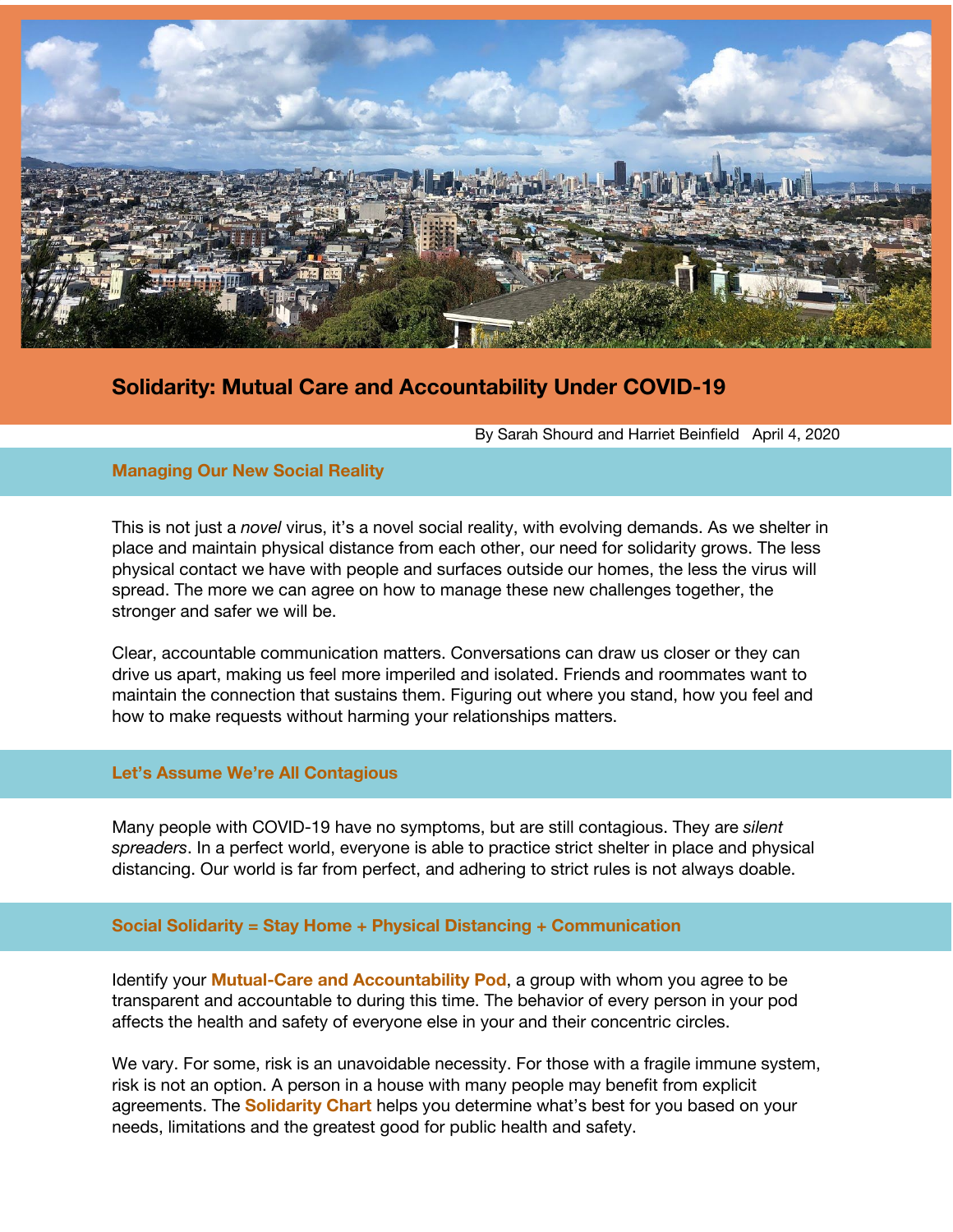# Solidarity: Mutual Care and Accountability Under COVID-19

By Sarah Shourd and Harriet Beinfield April 4, 2020

## Managing Our New Social Reality

This is not just a *novel* virus, it's a novel social reality, with evolving demands. As we shelter in place and maintain physical distance from each other, our need for solidarity grows. The less physical contact we have with people and surfaces outside our homes, the less the virus will spread. The more we can agree on how to manage these new challenges together, the stronger and safer we will be.

Clear, accountable communication matters. Conversations can draw us closer or they can drive us apart, making us feel more imperiled and isolated. Friends and roommates want to maintain the connection that sustains them. Figuring out where you stand, how you feel and how to make requests without harming your relationships matters.

## Let's Assume We're All Contagious

Many people with COVID-19 have no symptoms, but are still contagious. They are *silent spreaders*. In a perfect world, everyone is able to practice strict shelter in place and physical distancing. Our world is far from perfect, and adhering to strict rules is not always doable.

## Social Solidarity = Stay Home + Physical Distancing + Communication

Identify your **Mutual-Care and Accountability Pod**, a group with whom you agree to be transparent and accountable to during this time. The behavior of every person in your pod affects the health and safety of everyone else in your and their concentric circles.

We vary. For some, risk is an unavoidable necessity. For those with a fragile immune system, risk is not an option. A person in a house with many people may benefit from explicit agreements. The **Solidarity Chart** helps you determine what's best for you based on your needs, limitations and the greatest good for public health and safety.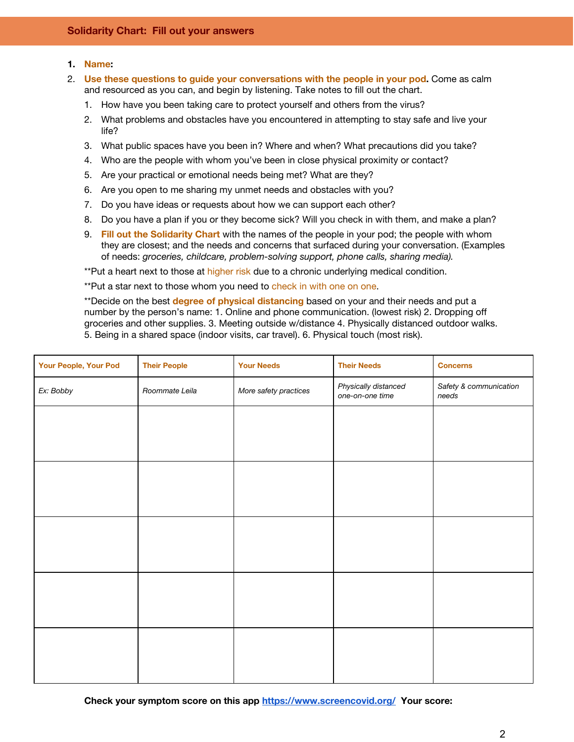## Solidarity Chart: Fill out your answers

1. **Name:**
2. **Use these questions to guide your conversations with the people in your pod.** Come as calm and resourced as you can, and begin by listening. Take notes to fill out the chart.
   1. How have you been taking care to protect yourself and others from the virus?
   2. What problems and obstacles have you encountered in attempting to stay safe and live your life?
   3. What public spaces have you been in? Where and when? What precautions did you take?
   4. Who are the people with whom you've been in close physical proximity or contact?
   5. Are your practical or emotional needs being met? What are they?
   6. Are you open to me sharing my unmet needs and obstacles with you?
   7. Do you have ideas or requests about how we can support each other?
   8. Do you have a plan if you or they become sick? Will you check in with them, and make a plan?
   9. **Fill out the Solidarity Chart** with the names of the people in your pod; the people with whom they are closest; and the needs and concerns that surfaced during your conversation. (Examples of needs: *groceries, childcare, problem-solving support, phone calls, sharing media).*

   **Put a heart next to those at higher risk due to a chronic underlying medical condition.

   **Put a star next to those whom you need to check in with one on one.

   **Decide on the best **degree of physical distancing** based on your and their needs and put a number by the person's name: 1. Online and phone communication. (lowest risk) 2. Dropping off groceries and other supplies. 3. Meeting outside w/distance 4. Physically distanced outdoor walks. 5. Being in a shared space (indoor visits, car travel). 6. Physical touch (most risk).

| Your People, Your Pod | Their People | Your Needs | Their Needs | Concerns |
|---|---|---|---|---|
| *Ex: Bobby* | *Roommate Leila* | *More safety practices* | *Physically distanced one-on-one time* | *Safety & communication needs* |
| | | | | |
| | | | | |
| | | | | |
| | | | | |
| | | | | |

**Check your symptom score on this app [https://www.screencovid.org/](https://www.screencovid.org/) Your score:**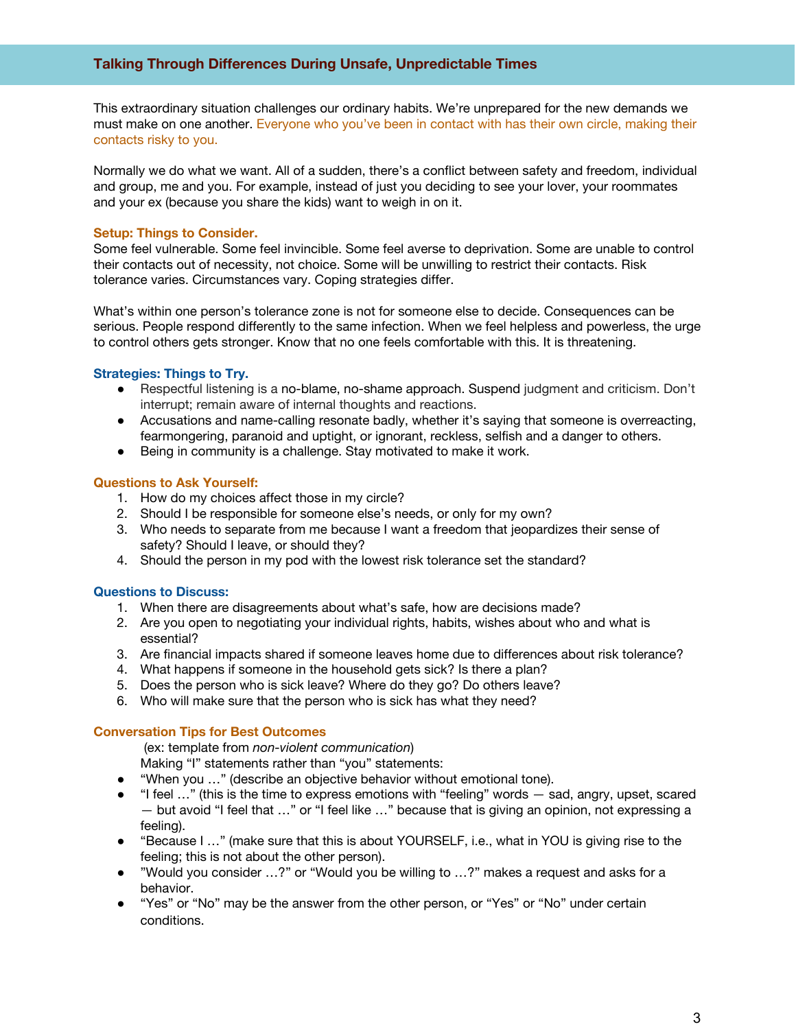## Talking Through Differences During Unsafe, Unpredictable Times

This extraordinary situation challenges our ordinary habits. We're unprepared for the new demands we must make on one another. Everyone who you've been in contact with has their own circle, making their contacts risky to you.

Normally we do what we want. All of a sudden, there's a conflict between safety and freedom, individual and group, me and you. For example, instead of just you deciding to see your lover, your roommates and your ex (because you share the kids) want to weigh in on it.

**Setup: Things to Consider.**
Some feel vulnerable. Some feel invincible. Some feel averse to deprivation. Some are unable to control their contacts out of necessity, not choice. Some will be unwilling to restrict their contacts. Risk tolerance varies. Circumstances vary. Coping strategies differ.

What's within one person's tolerance zone is not for someone else to decide. Consequences can be serious. People respond differently to the same infection. When we feel helpless and powerless, the urge to control others gets stronger. Know that no one feels comfortable with this. It is threatening.

**Strategies: Things to Try.**

- Respectful listening is a no-blame, no-shame approach. Suspend judgment and criticism. Don't interrupt; remain aware of internal thoughts and reactions.
- Accusations and name-calling resonate badly, whether it's saying that someone is overreacting, fearmongering, paranoid and uptight, or ignorant, reckless, selfish and a danger to others.
- Being in community is a challenge. Stay motivated to make it work.

**Questions to Ask Yourself:**

1. How do my choices affect those in my circle?
2. Should I be responsible for someone else's needs, or only for my own?
3. Who needs to separate from me because I want a freedom that jeopardizes their sense of safety? Should I leave, or should they?
4. Should the person in my pod with the lowest risk tolerance set the standard?

**Questions to Discuss:**

1. When there are disagreements about what's safe, how are decisions made?
2. Are you open to negotiating your individual rights, habits, wishes about who and what is essential?
3. Are financial impacts shared if someone leaves home due to differences about risk tolerance?
4. What happens if someone in the household gets sick? Is there a plan?
5. Does the person who is sick leave? Where do they go? Do others leave?
6. Who will make sure that the person who is sick has what they need?

**Conversation Tips for Best Outcomes**

(ex: template from *non-violent communication*)

Making "I" statements rather than "you" statements:

- "When you …" (describe an objective behavior without emotional tone).
- "I feel …" (this is the time to express emotions with "feeling" words — sad, angry, upset, scared — but avoid "I feel that …" or "I feel like …" because that is giving an opinion, not expressing a feeling).
- "Because I …" (make sure that this is about YOURSELF, i.e., what in YOU is giving rise to the feeling; this is not about the other person).
- "Would you consider …?" or "Would you be willing to …?" makes a request and asks for a behavior.
- "Yes" or "No" may be the answer from the other person, or "Yes" or "No" under certain conditions.